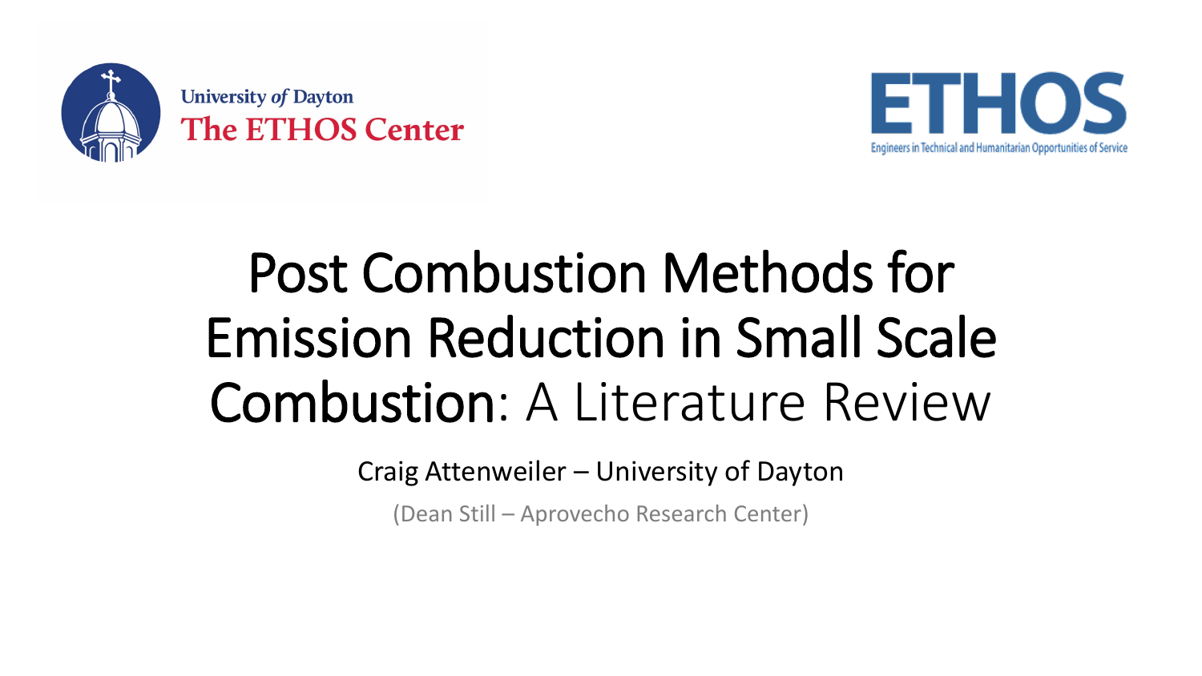University *of* Dayton
The ETHOS Center

ETHOS
Engineers in Technical and Humanitarian Opportunities of Service

# Post Combustion Methods for Emission Reduction in Small Scale Combustion: A Literature Review

Craig Attenweiler – University of Dayton

(Dean Still – Aprovecho Research Center)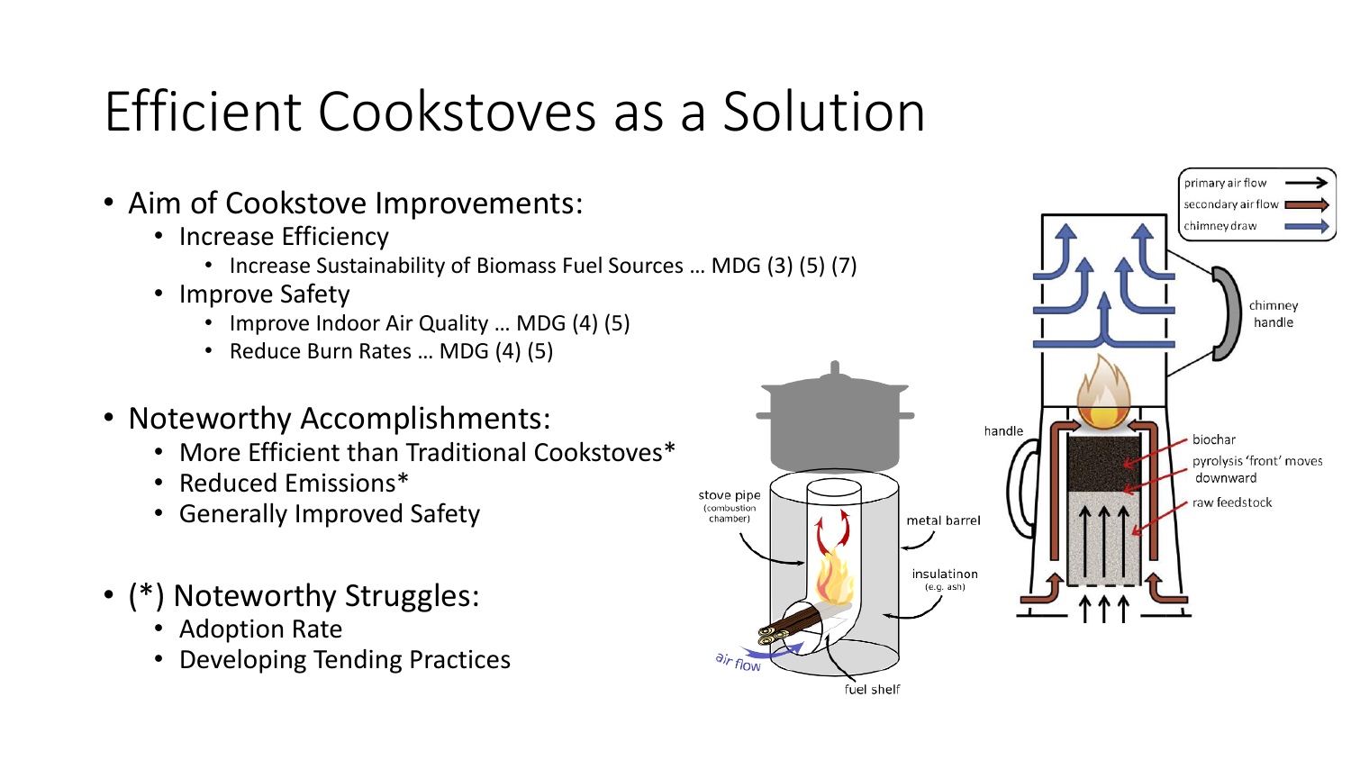# Efficient Cookstoves as a Solution

- Aim of Cookstove Improvements:
  - Increase Efficiency
    - Increase Sustainability of Biomass Fuel Sources … MDG (3) (5) (7)
  - Improve Safety
    - Improve Indoor Air Quality … MDG (4) (5)
    - Reduce Burn Rates … MDG (4) (5)

- Noteworthy Accomplishments:
  - More Efficient than Traditional Cookstoves*
  - Reduced Emissions*
  - Generally Improved Safety

- (*) Noteworthy Struggles:
  - Adoption Rate
  - Developing Tending Practices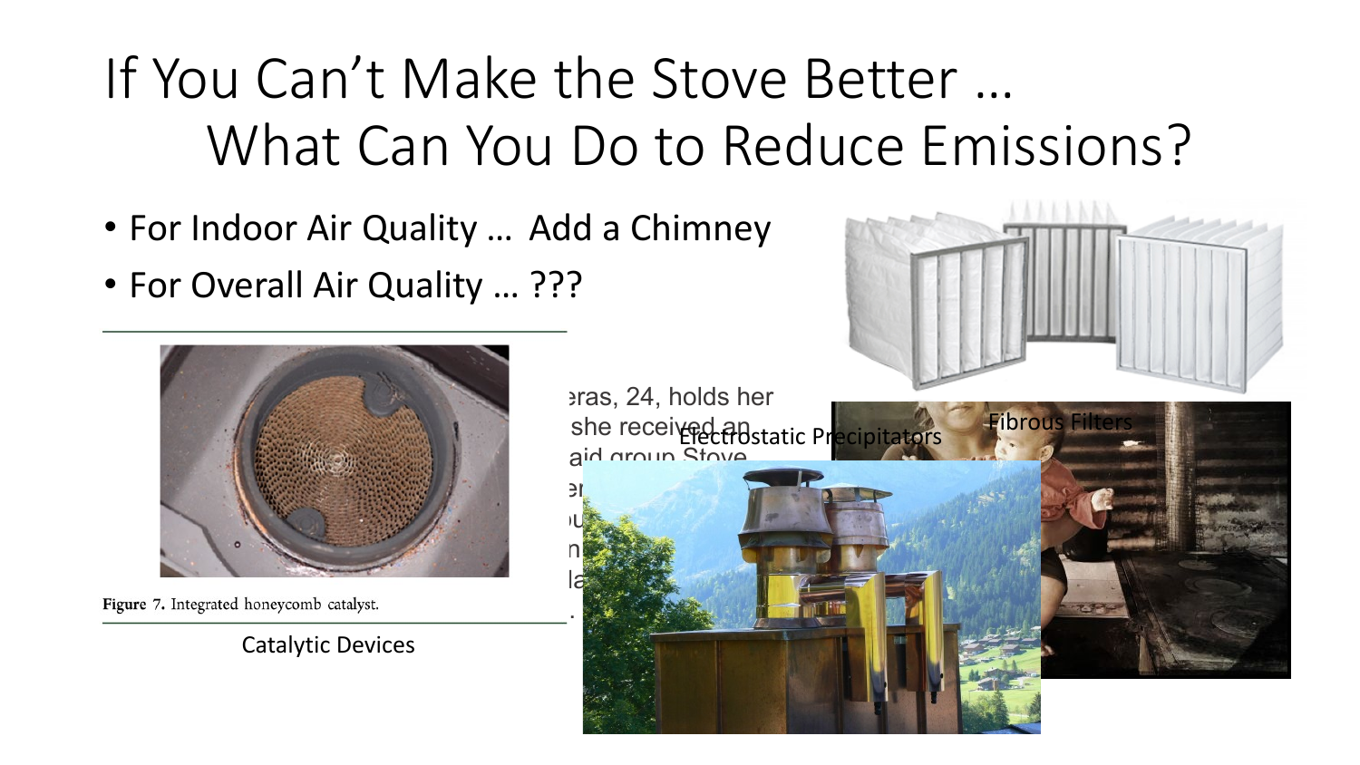# If You Can't Make the Stove Better … What Can You Do to Reduce Emissions?

- For Indoor Air Quality … Add a Chimney
- For Overall Air Quality … ???

Figure 7. Integrated honeycomb catalyst.

Catalytic Devices

Electrostatic Precipitators

Fibrous Filters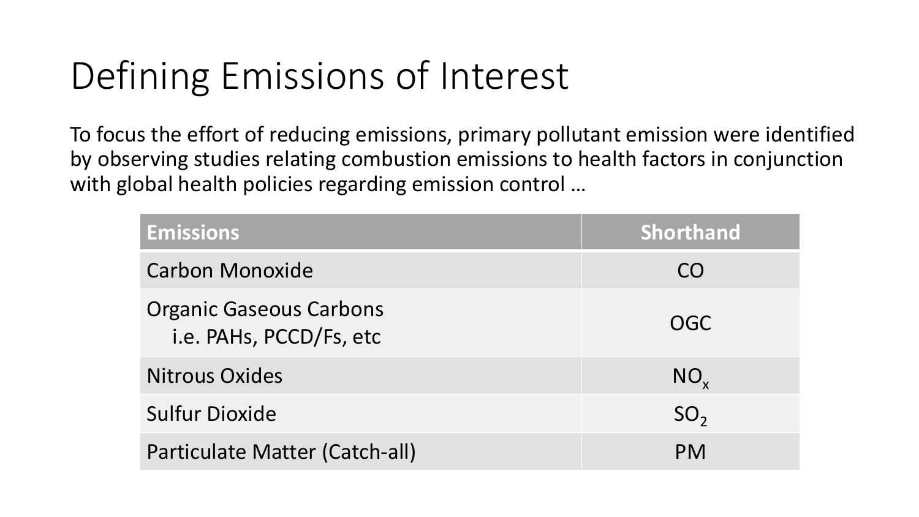# Defining Emissions of Interest

To focus the effort of reducing emissions, primary pollutant emission were identified by observing studies relating combustion emissions to health factors in conjunction with global health policies regarding emission control …

| Emissions | Shorthand |
|---|---|
| Carbon Monoxide | CO |
| Organic Gaseous Carbons i.e. PAHs, PCCD/Fs, etc | OGC |
| Nitrous Oxides | $NO_x$ |
| Sulfur Dioxide | $SO_2$ |
| Particulate Matter (Catch-all) | PM |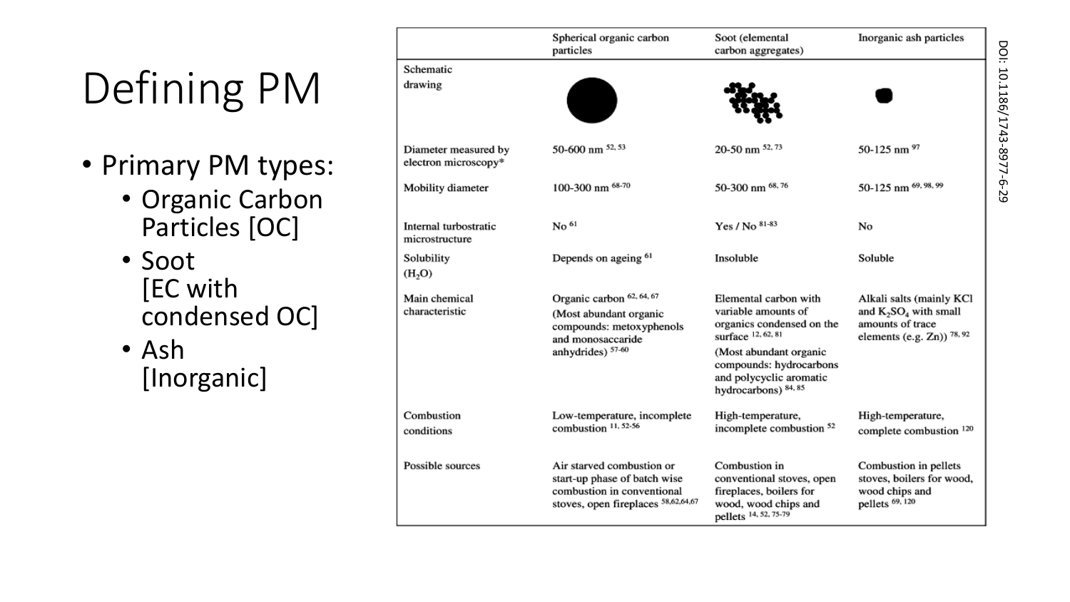# Defining PM

- Primary PM types:
  - Organic Carbon Particles [OC]
  - Soot [EC with condensed OC]
  - Ash [Inorganic]

| | Spherical organic carbon particles | Soot (elemental carbon aggregates) | Inorganic ash particles |
|---|---|---|---|
| Schematic drawing | | | |
| Diameter measured by electron microscopy* | 50-600 nm [52, 53] | 20-50 nm [52, 73] | 50-125 nm [97] |
| Mobility diameter | 100-300 nm [68-70] | 50-300 nm [68, 76] | 50-125 nm [69, 98, 99] |
| Internal turbostratic microstructure | No [61] | Yes / No [81-83] | No |
| Solubility ($H_2O$) | Depends on ageing [61] | Insoluble | Soluble |
| Main chemical characteristic | Organic carbon [62, 64, 67] (Most abundant organic compounds: metoxyphenols and monosaccaride anhydrides) [57-60] | Elemental carbon with variable amounts of organics condensed on the surface [12, 62, 81] (Most abundant organic compounds: hydrocarbons and polycyclic aromatic hydrocarbons) [84, 85] | Alkali salts (mainly KCl and $K_2SO_4$ with small amounts of trace elements (e.g. Zn)) [78, 92] |
| Combustion conditions | Low-temperature, incomplete combustion [11, 52-56] | High-temperature, incomplete combustion [52] | High-temperature, complete combustion [120] |
| Possible sources | Air starved combustion or start-up phase of batch wise combustion in conventional stoves, open fireplaces [58,62,64,67] | Combustion in conventional stoves, open fireplaces, boilers for wood, wood chips and pellets [14, 52, 75-79] | Combustion in pellets stoves, boilers for wood, wood chips and pellets [69, 120] |

DOI: 10.1186/1743-8977-6-29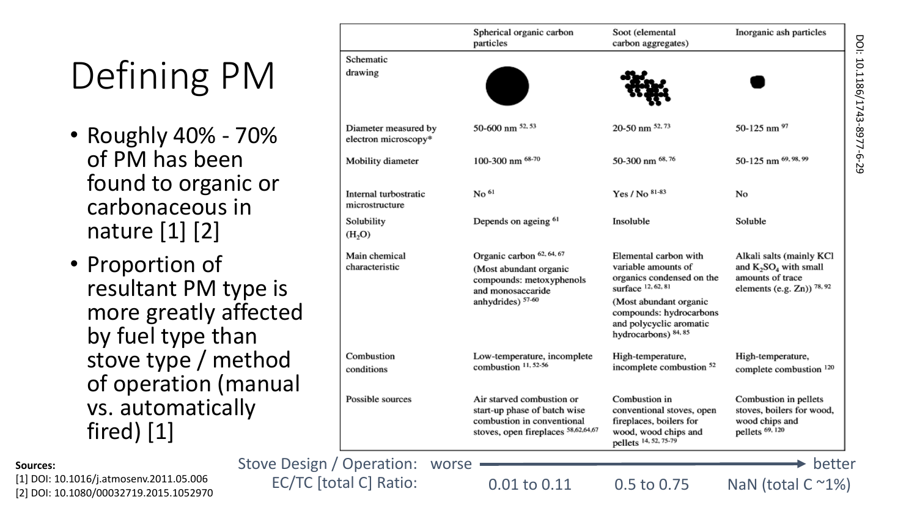# Defining PM

- Roughly 40% - 70% of PM has been found to organic or carbonaceous in nature [1] [2]
- Proportion of resultant PM type is more greatly affected by fuel type than stove type / method of operation (manual vs. automatically fired) [1]

| | Spherical organic carbon particles | Soot (elemental carbon aggregates) | Inorganic ash particles |
|---|---|---|---|
| Schematic drawing | | | |
| Diameter measured by electron microscopy* | 50-600 nm [52, 53] | 20-50 nm [52, 73] | 50-125 nm [97] |
| Mobility diameter | 100-300 nm [68-70] | 50-300 nm [68, 76] | 50-125 nm [69, 98, 99] |
| Internal turbostratic microstructure | No [61] | Yes / No [81-83] | No |
| Solubility ($H_2O$) | Depends on ageing [61] | Insoluble | Soluble |
| Main chemical characteristic | Organic carbon [62, 64, 67] (Most abundant organic compounds: metoxyphenols and monosaccharide anhydrides) [57-60] | Elemental carbon with variable amounts of organics condensed on the surface [12, 62, 81] (Most abundant organic compounds: hydrocarbons and polycyclic aromatic hydrocarbons) [84, 85] | Alkali salts (mainly KCl and $K_2SO_4$ with small amounts of trace elements (e.g. Zn)) [78, 92] |
| Combustion conditions | Low-temperature, incomplete combustion [11, 52-56] | High-temperature, incomplete combustion [52] | High-temperature, complete combustion [120] |
| Possible sources | Air starved combustion or start-up phase of batch wise combustion in conventional stoves, open fireplaces [58,62,64,67] | Combustion in conventional stoves, open fireplaces, boilers for wood, wood chips and pellets [14, 52, 75-79] | Combustion in pellets stoves, boilers for wood, wood chips and pellets [69, 120] |
| Stove Design / Operation: worse → better | | | |
| EC/TC [total C] Ratio: | 0.01 to 0.11 | 0.5 to 0.75 | NaN (total C ~1%) |

DOI: 10.1186/1743-8977-6-29

**Sources:**

[1] DOI: 10.1016/j.atmosenv.2011.05.006

[2] DOI: 10.1080/00032719.2015.1052970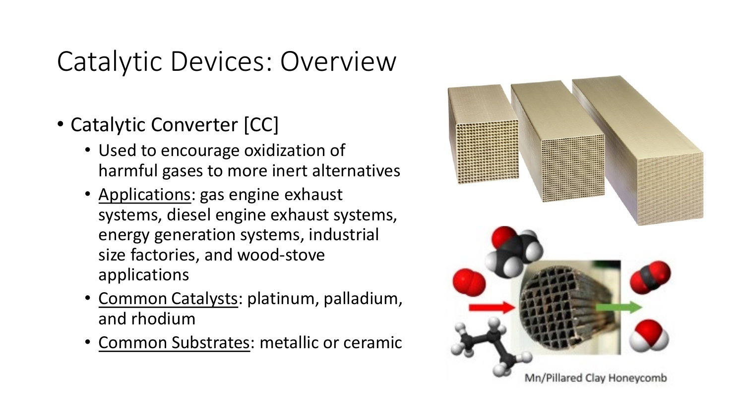# Catalytic Devices: Overview

- Catalytic Converter [CC]
  - Used to encourage oxidization of harmful gases to more inert alternatives
  - <u>Applications</u>: gas engine exhaust systems, diesel engine exhaust systems, energy generation systems, industrial size factories, and wood-stove applications
  - <u>Common Catalysts</u>: platinum, palladium, and rhodium
  - <u>Common Substrates</u>: metallic or ceramic

Mn/Pillared Clay Honeycomb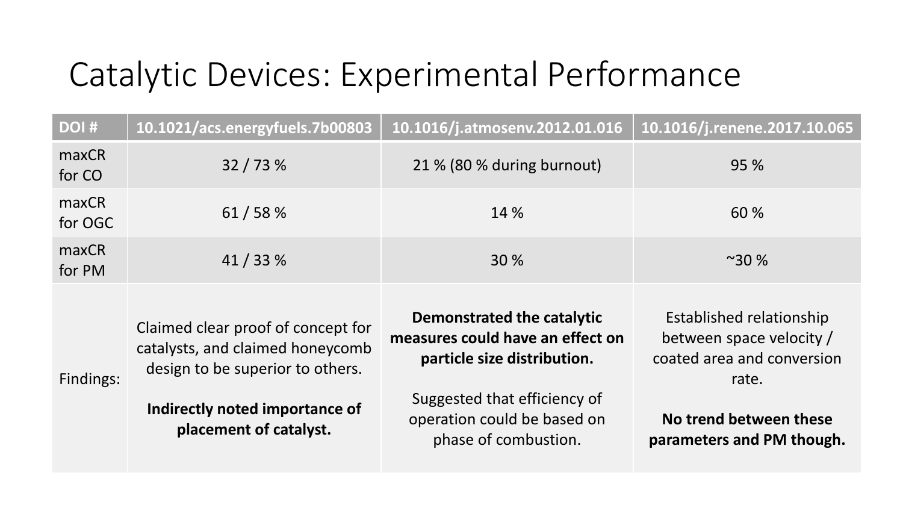# Catalytic Devices: Experimental Performance

| DOI # | 10.1021/acs.energyfuels.7b00803 | 10.1016/j.atmosenv.2012.01.016 | 10.1016/j.renene.2017.10.065 |
|---|---|---|---|
| maxCR for CO | 32 / 73 % | 21 % (80 % during burnout) | 95 % |
| maxCR for OGC | 61 / 58 % | 14 % | 60 % |
| maxCR for PM | 41 / 33 % | 30 % | ~30 % |
| Findings: | Claimed clear proof of concept for catalysts, and claimed honeycomb design to be superior to others. **Indirectly noted importance of placement of catalyst.** | **Demonstrated the catalytic measures could have an effect on particle size distribution.** Suggested that efficiency of operation could be based on phase of combustion. | Established relationship between space velocity / coated area and conversion rate. **No trend between these parameters and PM though.** |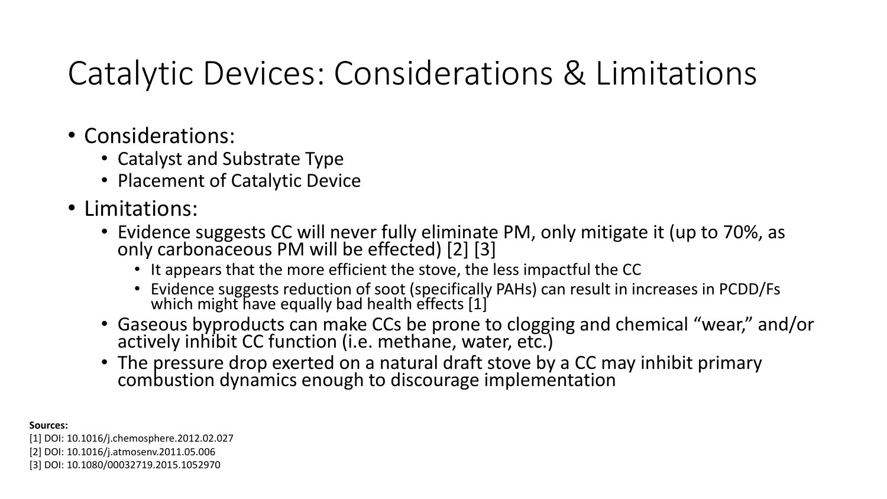# Catalytic Devices: Considerations & Limitations

- Considerations:
  - Catalyst and Substrate Type
  - Placement of Catalytic Device
- Limitations:
  - Evidence suggests CC will never fully eliminate PM, only mitigate it (up to 70%, as only carbonaceous PM will be effected) [2] [3]
    - It appears that the more efficient the stove, the less impactful the CC
    - Evidence suggests reduction of soot (specifically PAHs) can result in increases in PCDD/Fs which might have equally bad health effects [1]
  - Gaseous byproducts can make CCs be prone to clogging and chemical "wear," and/or actively inhibit CC function (i.e. methane, water, etc.)
  - The pressure drop exerted on a natural draft stove by a CC may inhibit primary combustion dynamics enough to discourage implementation

**Sources:**

[1] DOI: 10.1016/j.chemosphere.2012.02.027

[2] DOI: 10.1016/j.atmosenv.2011.05.006

[3] DOI: 10.1080/00032719.2015.1052970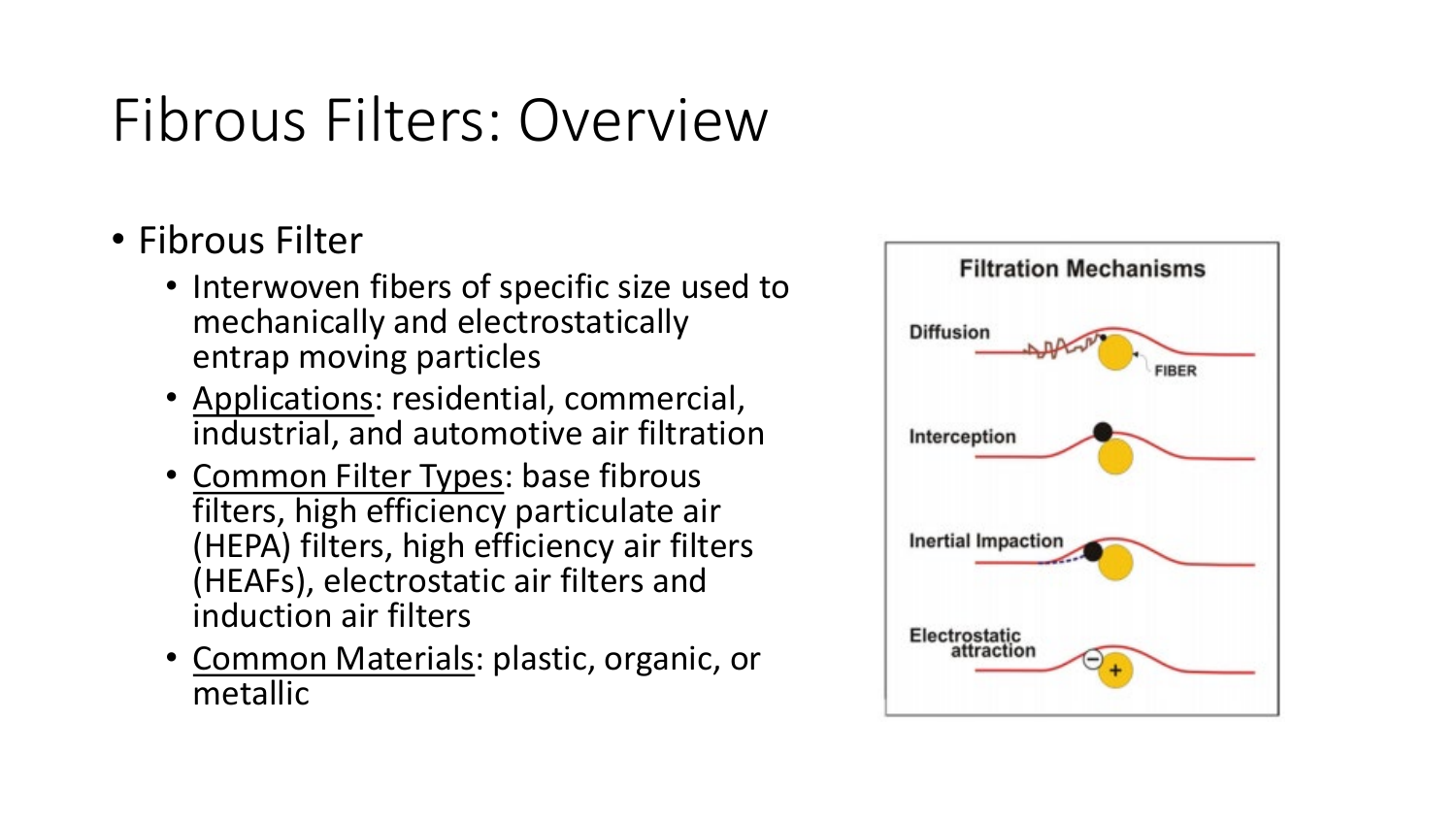# Fibrous Filters: Overview

- Fibrous Filter
  - Interwoven fibers of specific size used to mechanically and electrostatically entrap moving particles
  - Applications: residential, commercial, industrial, and automotive air filtration
  - Common Filter Types: base fibrous filters, high efficiency particulate air (HEPA) filters, high efficiency air filters (HEAFs), electrostatic air filters and induction air filters
  - Common Materials: plastic, organic, or metallic

**Filtration Mechanisms**

Diffusion

FIBER

Interception

Inertial Impaction

Electrostatic attraction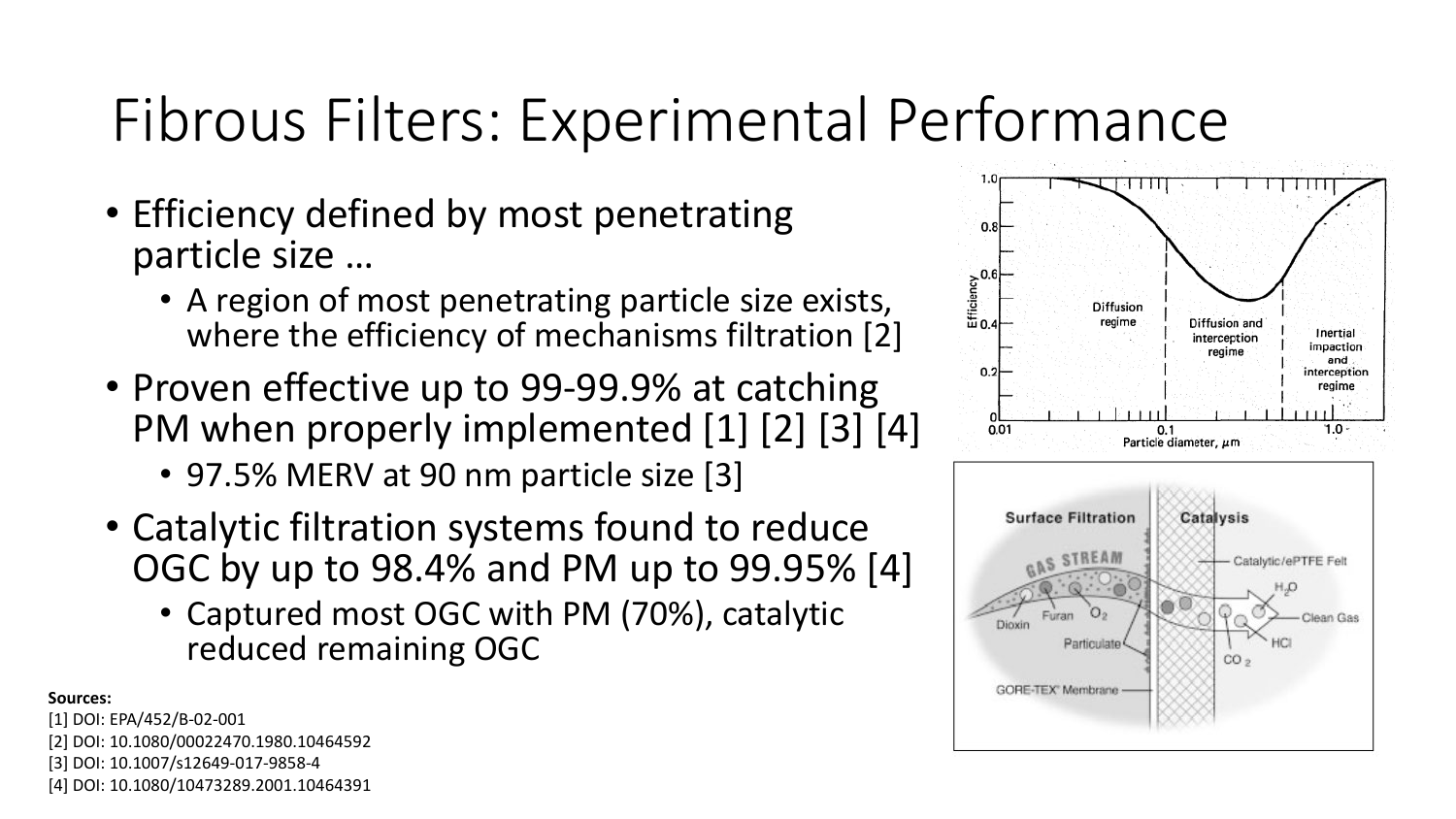# Fibrous Filters: Experimental Performance

- Efficiency defined by most penetrating particle size …
  - A region of most penetrating particle size exists, where the efficiency of mechanisms filtration [2]
- Proven effective up to 99-99.9% at catching PM when properly implemented [1] [2] [3] [4]
  - 97.5% MERV at 90 nm particle size [3]
- Catalytic filtration systems found to reduce OGC by up to 98.4% and PM up to 99.95% [4]
  - Captured most OGC with PM (70%), catalytic reduced remaining OGC

**Sources:**

[1] DOI: EPA/452/B-02-001

[2] DOI: 10.1080/00022470.1980.10464592

[3] DOI: 10.1007/s12649-017-9858-4

[4] DOI: 10.1080/10473289.2001.10464391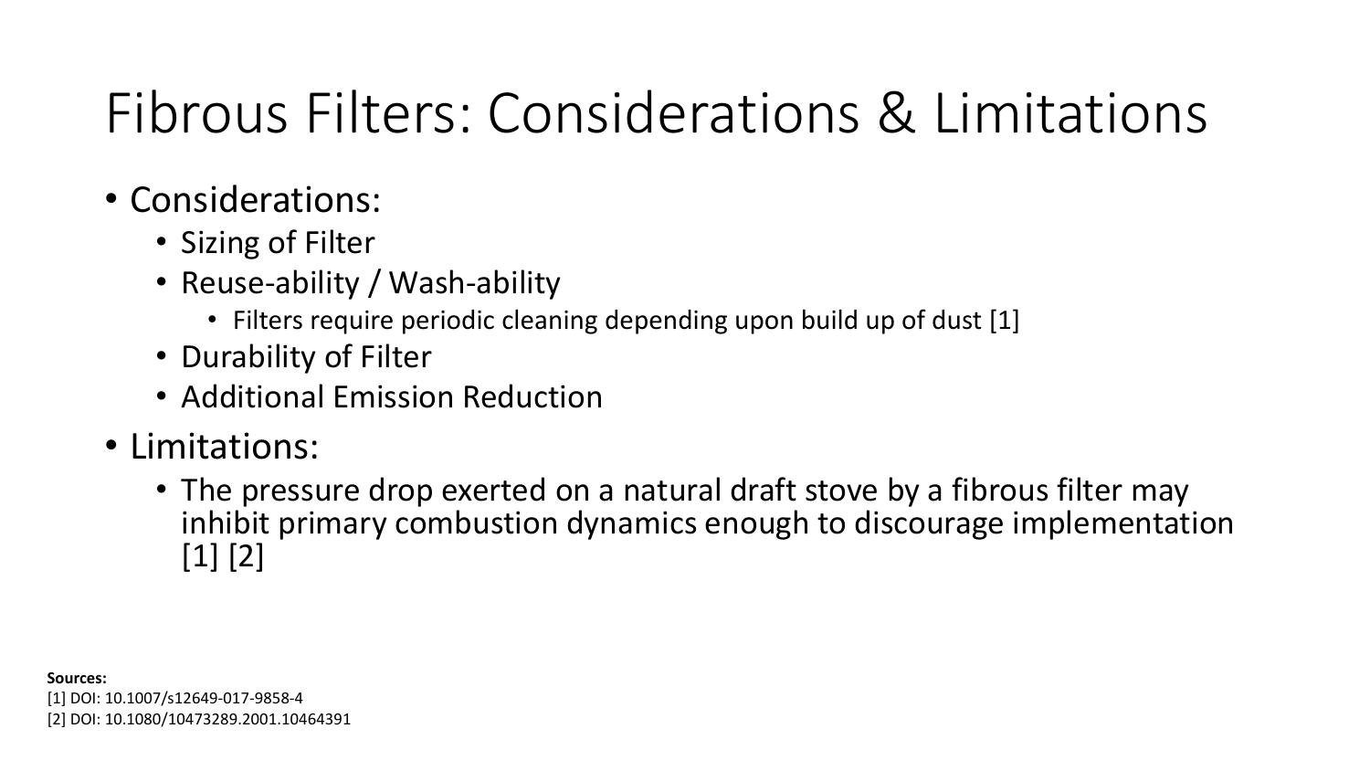# Fibrous Filters: Considerations & Limitations

- Considerations:
  - Sizing of Filter
  - Reuse-ability / Wash-ability
    - Filters require periodic cleaning depending upon build up of dust [1]
  - Durability of Filter
  - Additional Emission Reduction
- Limitations:
  - The pressure drop exerted on a natural draft stove by a fibrous filter may inhibit primary combustion dynamics enough to discourage implementation [1] [2]

**Sources:**

[1] DOI: 10.1007/s12649-017-9858-4

[2] DOI: 10.1080/10473289.2001.10464391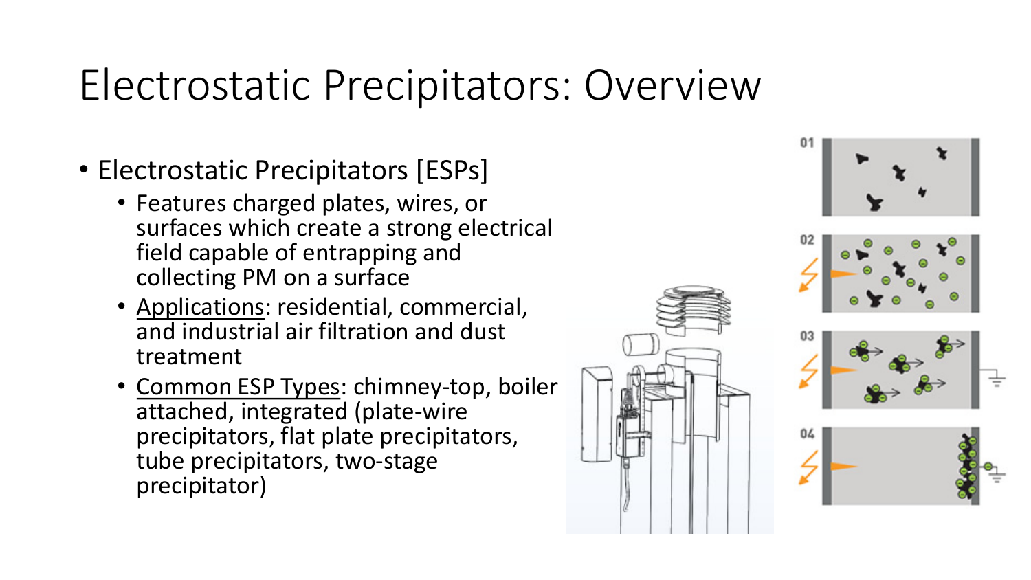# Electrostatic Precipitators: Overview

- Electrostatic Precipitators [ESPs]
  - Features charged plates, wires, or surfaces which create a strong electrical field capable of entrapping and collecting PM on a surface
  - Applications: residential, commercial, and industrial air filtration and dust treatment
  - Common ESP Types: chimney-top, boiler attached, integrated (plate-wire precipitators, flat plate precipitators, tube precipitators, two-stage precipitator)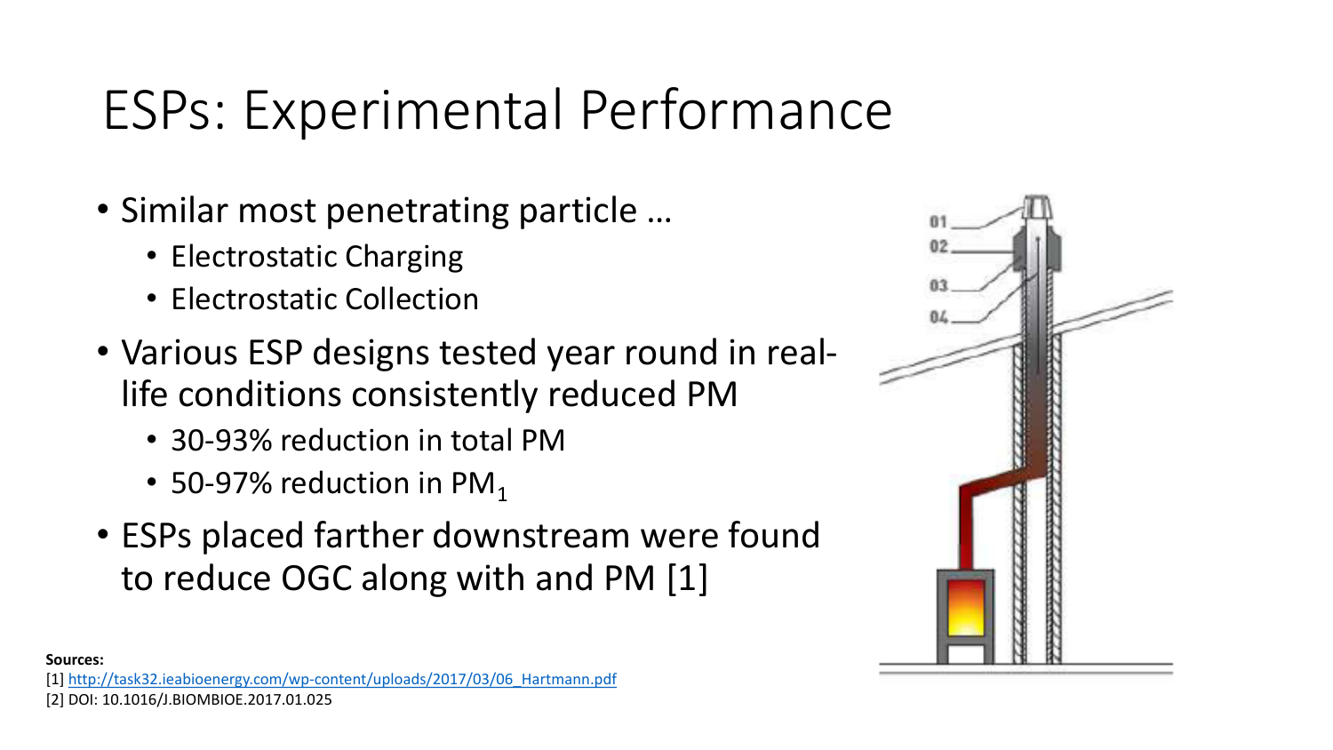# ESPs: Experimental Performance

- Similar most penetrating particle …
  - Electrostatic Charging
  - Electrostatic Collection
- Various ESP designs tested year round in real-life conditions consistently reduced PM
  - 30-93% reduction in total PM
  - 50-97% reduction in $PM_1$
- ESPs placed farther downstream were found to reduce OGC along with and PM [1]

01
02
03
04

**Sources:**

[1] http://task32.ieabioenergy.com/wp-content/uploads/2017/03/06_Hartmann.pdf

[2] DOI: 10.1016/J.BIOMBIOE.2017.01.025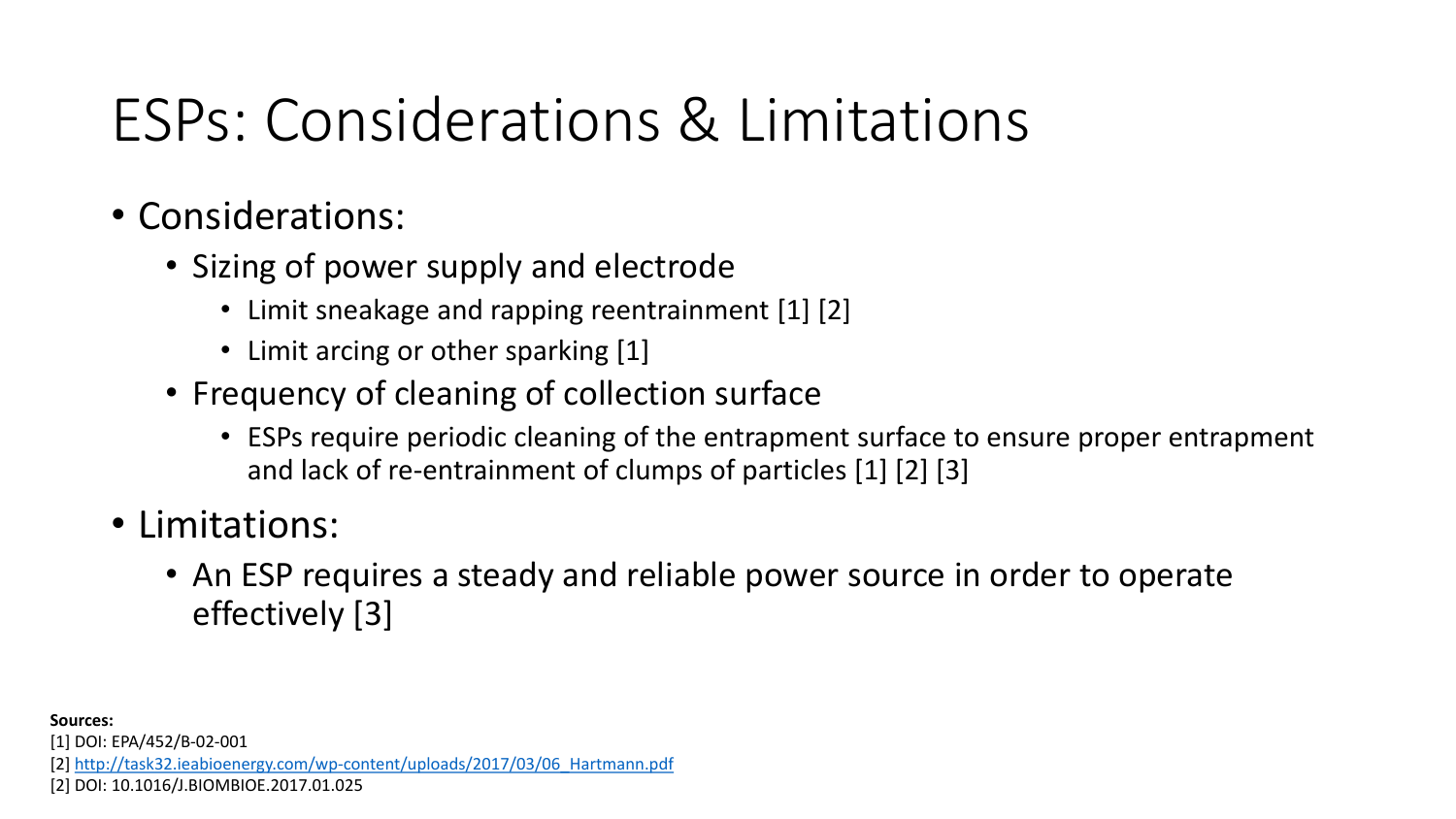# ESPs: Considerations & Limitations

- Considerations:
  - Sizing of power supply and electrode
    - Limit sneakage and rapping reentrainment [1] [2]
    - Limit arcing or other sparking [1]
  - Frequency of cleaning of collection surface
    - ESPs require periodic cleaning of the entrapment surface to ensure proper entrapment and lack of re-entrainment of clumps of particles [1] [2] [3]
- Limitations:
  - An ESP requires a steady and reliable power source in order to operate effectively [3]

**Sources:**

[1] DOI: EPA/452/B-02-001

[2] http://task32.ieabioenergy.com/wp-content/uploads/2017/03/06_Hartmann.pdf

[2] DOI: 10.1016/J.BIOMBIOE.2017.01.025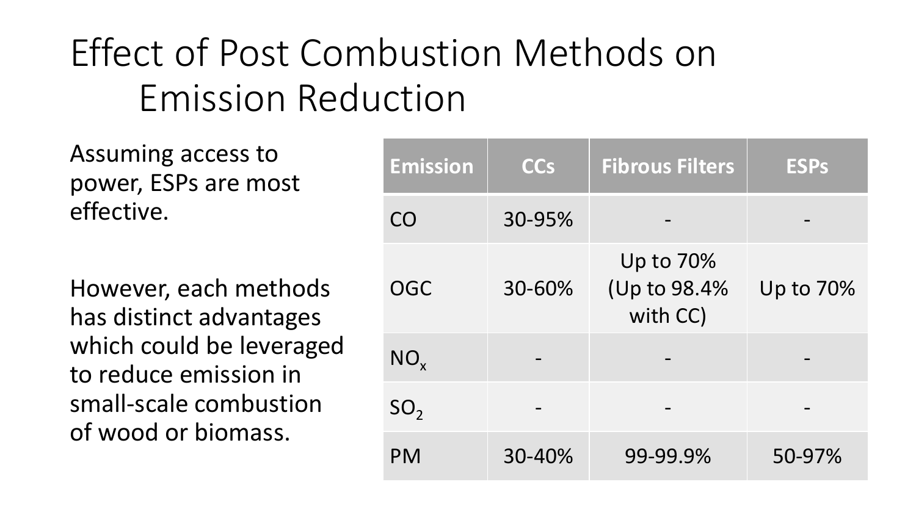# Effect of Post Combustion Methods on Emission Reduction

Assuming access to power, ESPs are most effective.

However, each methods has distinct advantages which could be leveraged to reduce emission in small-scale combustion of wood or biomass.

| Emission | CCs | Fibrous Filters | ESPs |
|---|---|---|---|
| CO | 30-95% | - | - |
| OGC | 30-60% | Up to 70% (Up to 98.4% with CC) | Up to 70% |
| $NO_x$ | - | - | - |
| $SO_2$ | - | - | - |
| PM | 30-40% | 99-99.9% | 50-97% |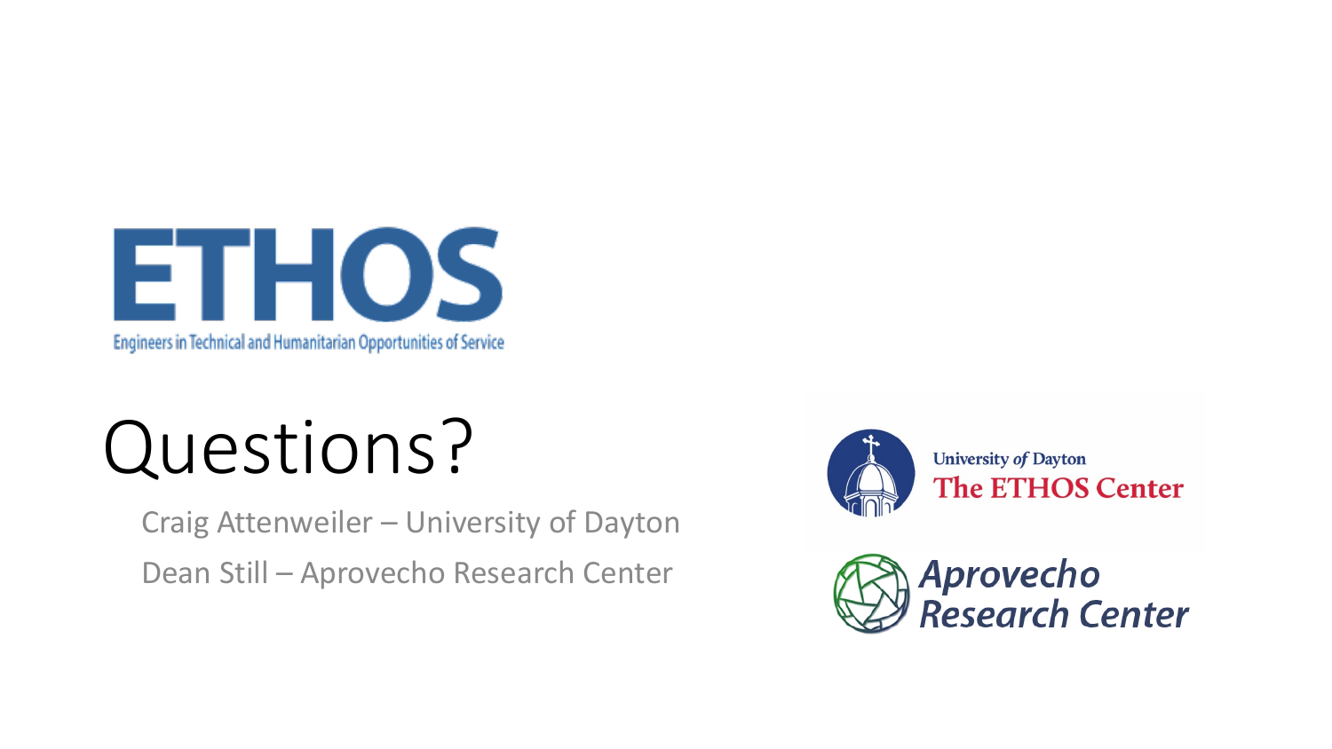# ETHOS

Engineers in Technical and Humanitarian Opportunities of Service

# Questions?

Craig Attenweiler – University of Dayton

Dean Still – Aprovecho Research Center

University *of* Dayton
The ETHOS Center

Aprovecho Research Center